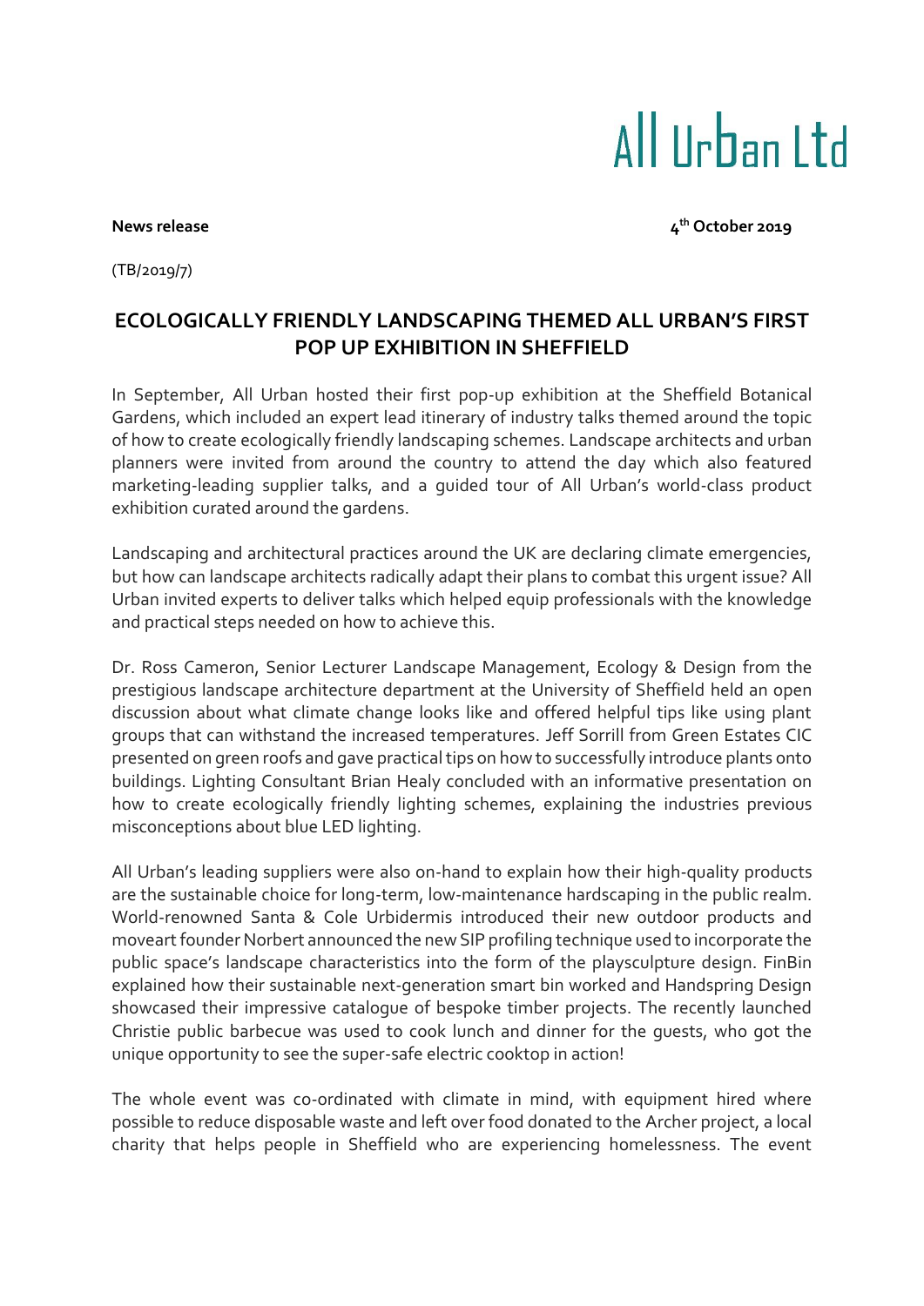# All Urban Ltd

**News release** **4th October 2019**

(TB/2019/7)

## ECOLOGICALLY FRIENDLY LANDSCAPING THEMED ALL URBAN'S FIRST POP UP EXHIBITION IN SHEFFIELD

In September, All Urban hosted their first pop-up exhibition at the Sheffield Botanical Gardens, which included an expert lead itinerary of industry talks themed around the topic of how to create ecologically friendly landscaping schemes. Landscape architects and urban planners were invited from around the country to attend the day which also featured marketing-leading supplier talks, and a guided tour of All Urban's world-class product exhibition curated around the gardens.

Landscaping and architectural practices around the UK are declaring climate emergencies, but how can landscape architects radically adapt their plans to combat this urgent issue? All Urban invited experts to deliver talks which helped equip professionals with the knowledge and practical steps needed on how to achieve this.

Dr. Ross Cameron, Senior Lecturer Landscape Management, Ecology & Design from the prestigious landscape architecture department at the University of Sheffield held an open discussion about what climate change looks like and offered helpful tips like using plant groups that can withstand the increased temperatures. Jeff Sorrill from Green Estates CIC presented on green roofs and gave practical tips on how to successfully introduce plants onto buildings. Lighting Consultant Brian Healy concluded with an informative presentation on how to create ecologically friendly lighting schemes, explaining the industries previous misconceptions about blue LED lighting.

All Urban's leading suppliers were also on-hand to explain how their high-quality products are the sustainable choice for long-term, low-maintenance hardscaping in the public realm. World-renowned Santa & Cole Urbidermis introduced their new outdoor products and moveart founder Norbert announced the new SIP profiling technique used to incorporate the public space's landscape characteristics into the form of the playsculpture design. FinBin explained how their sustainable next-generation smart bin worked and Handspring Design showcased their impressive catalogue of bespoke timber projects. The recently launched Christie public barbecue was used to cook lunch and dinner for the guests, who got the unique opportunity to see the super-safe electric cooktop in action!

The whole event was co-ordinated with climate in mind, with equipment hired where possible to reduce disposable waste and left over food donated to the Archer project, a local charity that helps people in Sheffield who are experiencing homelessness. The event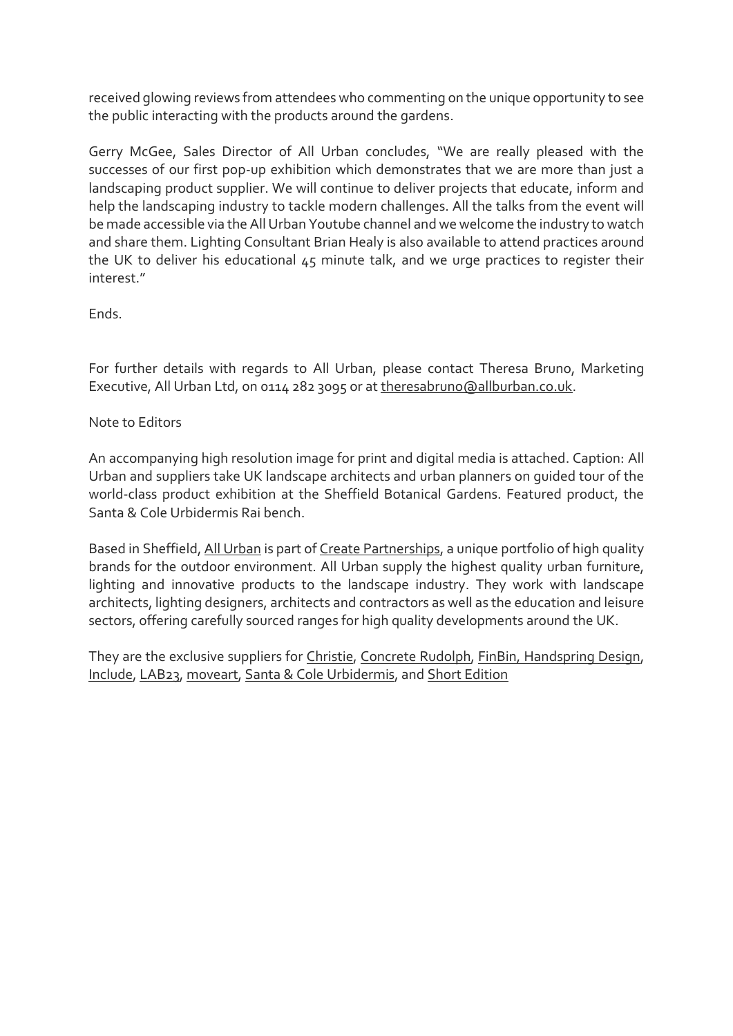received glowing reviews from attendees who commenting on the unique opportunity to see the public interacting with the products around the gardens.

Gerry McGee, Sales Director of All Urban concludes, "We are really pleased with the successes of our first pop-up exhibition which demonstrates that we are more than just a landscaping product supplier. We will continue to deliver projects that educate, inform and help the landscaping industry to tackle modern challenges. All the talks from the event will be made accessible via the All Urban Youtube channel and we welcome the industry to watch and share them. Lighting Consultant Brian Healy is also available to attend practices around the UK to deliver his educational 45 minute talk, and we urge practices to register their interest."

Ends.

For further details with regards to All Urban, please contact Theresa Bruno, Marketing Executive, All Urban Ltd, on 0114 282 3095 or at theresabruno@allburban.co.uk.

Note to Editors

An accompanying high resolution image for print and digital media is attached. Caption: All Urban and suppliers take UK landscape architects and urban planners on guided tour of the world-class product exhibition at the Sheffield Botanical Gardens. Featured product, the Santa & Cole Urbidermis Rai bench.

Based in Sheffield, All Urban is part of Create Partnerships, a unique portfolio of high quality brands for the outdoor environment. All Urban supply the highest quality urban furniture, lighting and innovative products to the landscape industry. They work with landscape architects, lighting designers, architects and contractors as well as the education and leisure sectors, offering carefully sourced ranges for high quality developments around the UK.

They are the exclusive suppliers for Christie, Concrete Rudolph, FinBin, Handspring Design, Include, LAB23, moveart, Santa & Cole Urbidermis, and Short Edition